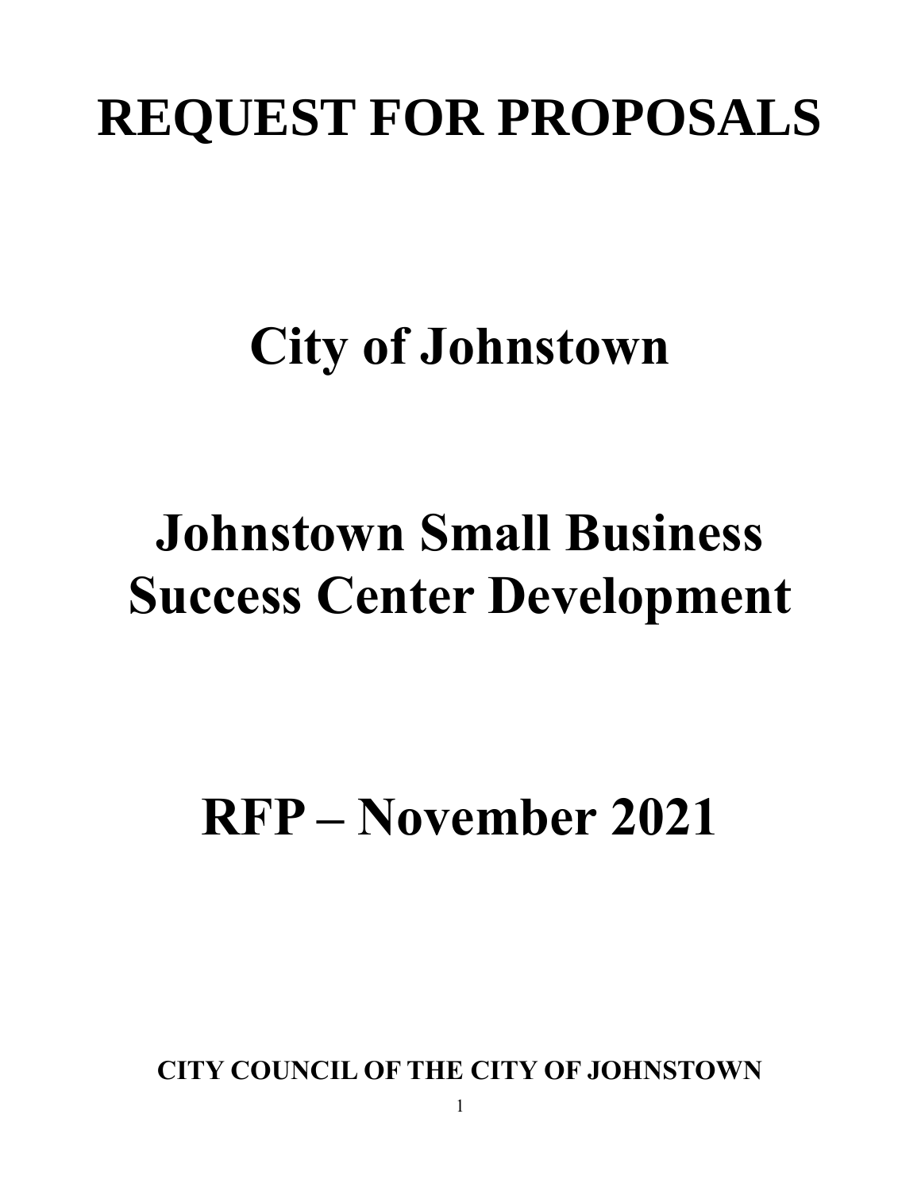# REQUEST FOR PROPOSALS

# City of Johnstown

# Johnstown Small Business Success Center Development

# RFP – November 2021

**CITY COUNCIL OF THE CITY OF JOHNSTOWN**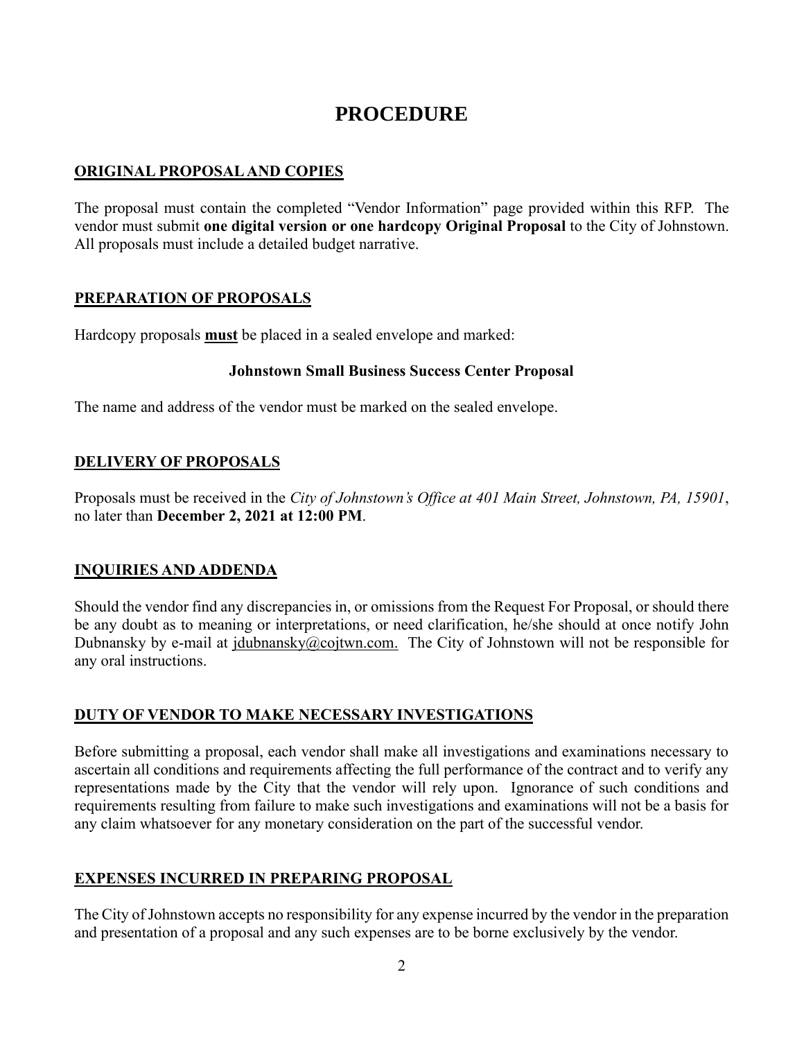# PROCEDURE

## ORIGINAL PROPOSAL AND COPIES

The proposal must contain the completed "Vendor Information" page provided within this RFP. The vendor must submit **one digital version or one hardcopy Original Proposal** to the City of Johnstown. All proposals must include a detailed budget narrative.

## PREPARATION OF PROPOSALS

Hardcopy proposals **must** be placed in a sealed envelope and marked:

**Johnstown Small Business Success Center Proposal**

The name and address of the vendor must be marked on the sealed envelope.

## DELIVERY OF PROPOSALS

Proposals must be received in the *City of Johnstown's Office at 401 Main Street, Johnstown, PA, 15901*, no later than **December 2, 2021 at 12:00 PM**.

## INQUIRIES AND ADDENDA

Should the vendor find any discrepancies in, or omissions from the Request For Proposal, or should there be any doubt as to meaning or interpretations, or need clarification, he/she should at once notify John Dubnansky by e-mail at jdubnansky@cojtwn.com. The City of Johnstown will not be responsible for any oral instructions.

## DUTY OF VENDOR TO MAKE NECESSARY INVESTIGATIONS

Before submitting a proposal, each vendor shall make all investigations and examinations necessary to ascertain all conditions and requirements affecting the full performance of the contract and to verify any representations made by the City that the vendor will rely upon. Ignorance of such conditions and requirements resulting from failure to make such investigations and examinations will not be a basis for any claim whatsoever for any monetary consideration on the part of the successful vendor.

## EXPENSES INCURRED IN PREPARING PROPOSAL

The City of Johnstown accepts no responsibility for any expense incurred by the vendor in the preparation and presentation of a proposal and any such expenses are to be borne exclusively by the vendor.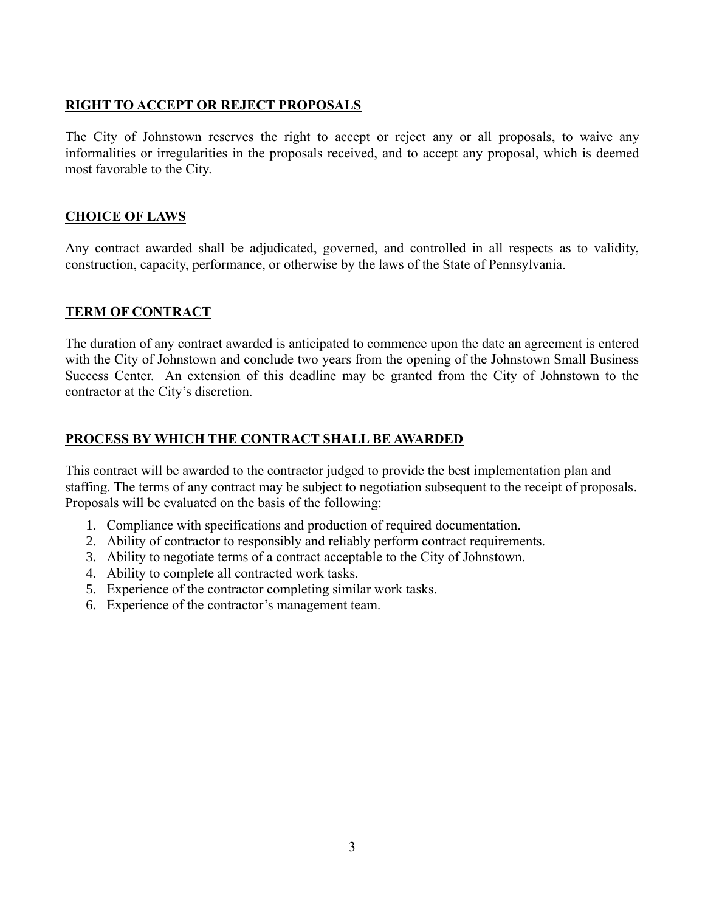## RIGHT TO ACCEPT OR REJECT PROPOSALS

The City of Johnstown reserves the right to accept or reject any or all proposals, to waive any informalities or irregularities in the proposals received, and to accept any proposal, which is deemed most favorable to the City.

## CHOICE OF LAWS

Any contract awarded shall be adjudicated, governed, and controlled in all respects as to validity, construction, capacity, performance, or otherwise by the laws of the State of Pennsylvania.

## TERM OF CONTRACT

The duration of any contract awarded is anticipated to commence upon the date an agreement is entered with the City of Johnstown and conclude two years from the opening of the Johnstown Small Business Success Center. An extension of this deadline may be granted from the City of Johnstown to the contractor at the City's discretion.

## PROCESS BY WHICH THE CONTRACT SHALL BE AWARDED

This contract will be awarded to the contractor judged to provide the best implementation plan and staffing. The terms of any contract may be subject to negotiation subsequent to the receipt of proposals. Proposals will be evaluated on the basis of the following:

1. Compliance with specifications and production of required documentation.
2. Ability of contractor to responsibly and reliably perform contract requirements.
3. Ability to negotiate terms of a contract acceptable to the City of Johnstown.
4. Ability to complete all contracted work tasks.
5. Experience of the contractor completing similar work tasks.
6. Experience of the contractor's management team.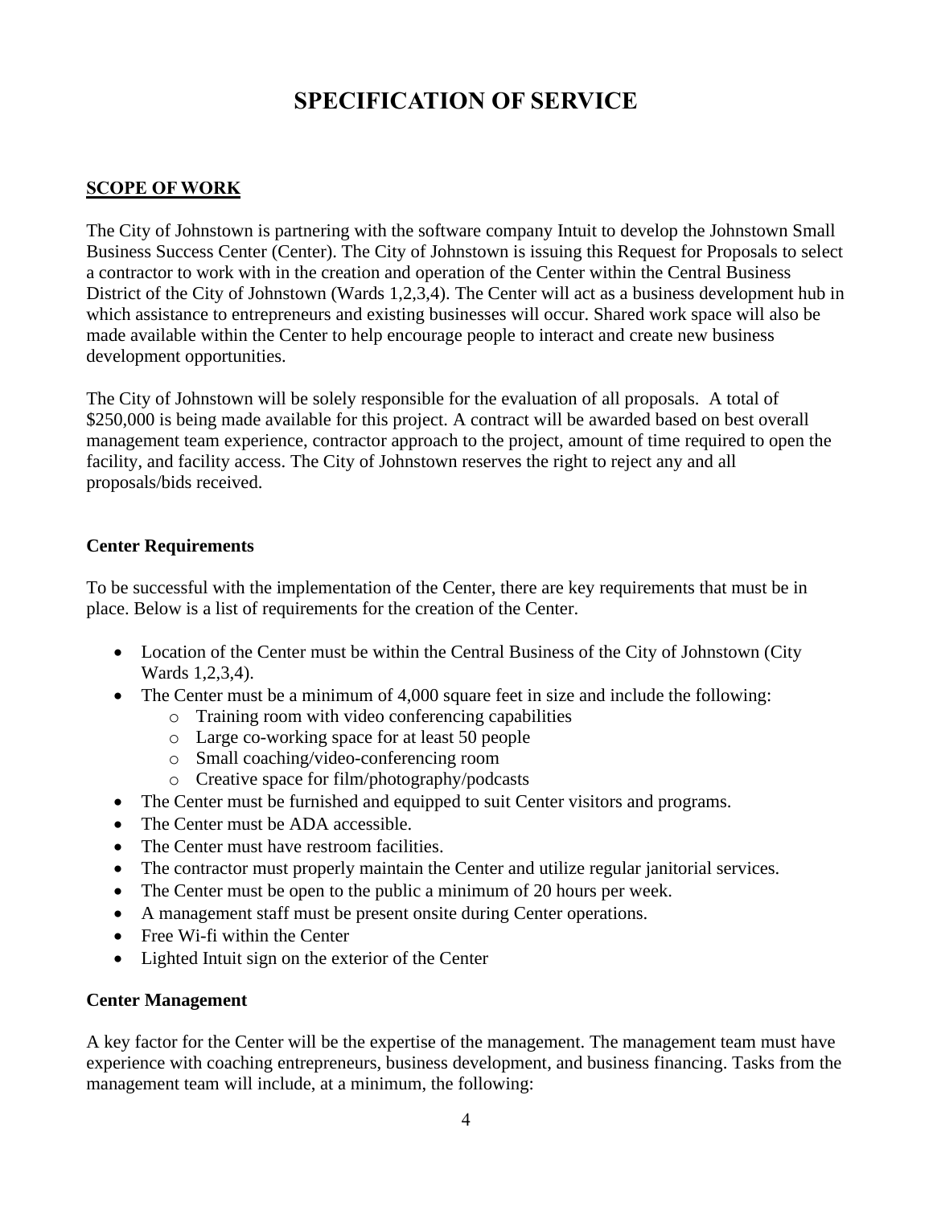# SPECIFICATION OF SERVICE

## SCOPE OF WORK

The City of Johnstown is partnering with the software company Intuit to develop the Johnstown Small Business Success Center (Center). The City of Johnstown is issuing this Request for Proposals to select a contractor to work with in the creation and operation of the Center within the Central Business District of the City of Johnstown (Wards 1,2,3,4). The Center will act as a business development hub in which assistance to entrepreneurs and existing businesses will occur. Shared work space will also be made available within the Center to help encourage people to interact and create new business development opportunities.

The City of Johnstown will be solely responsible for the evaluation of all proposals. A total of $250,000 is being made available for this project. A contract will be awarded based on best overall management team experience, contractor approach to the project, amount of time required to open the facility, and facility access. The City of Johnstown reserves the right to reject any and all proposals/bids received.

### Center Requirements

To be successful with the implementation of the Center, there are key requirements that must be in place. Below is a list of requirements for the creation of the Center.

- Location of the Center must be within the Central Business of the City of Johnstown (City Wards 1,2,3,4).
- The Center must be a minimum of 4,000 square feet in size and include the following:
    - Training room with video conferencing capabilities
    - Large co-working space for at least 50 people
    - Small coaching/video-conferencing room
    - Creative space for film/photography/podcasts
- The Center must be furnished and equipped to suit Center visitors and programs.
- The Center must be ADA accessible.
- The Center must have restroom facilities.
- The contractor must properly maintain the Center and utilize regular janitorial services.
- The Center must be open to the public a minimum of 20 hours per week.
- A management staff must be present onsite during Center operations.
- Free Wi-fi within the Center
- Lighted Intuit sign on the exterior of the Center

### Center Management

A key factor for the Center will be the expertise of the management. The management team must have experience with coaching entrepreneurs, business development, and business financing. Tasks from the management team will include, at a minimum, the following: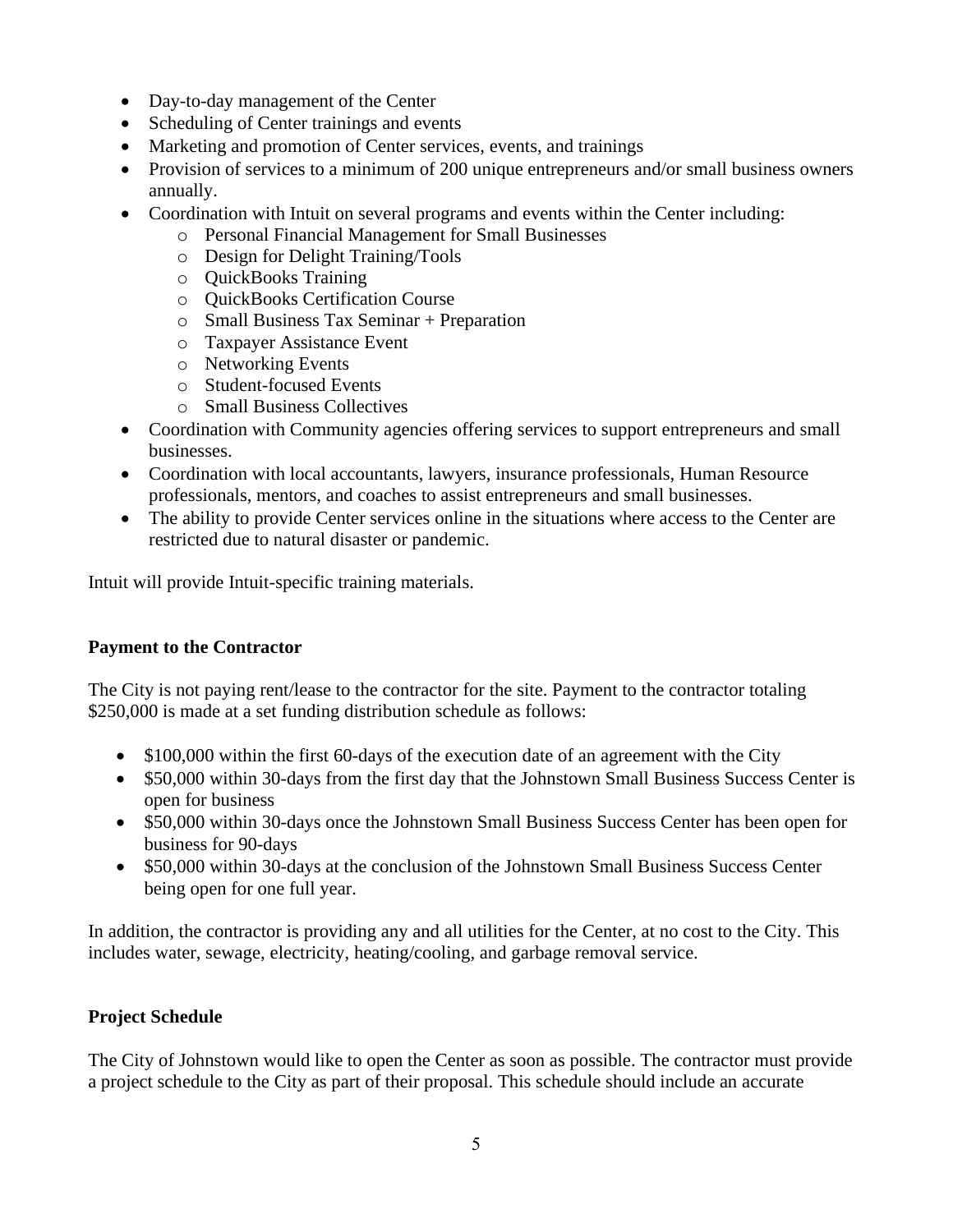- Day-to-day management of the Center
- Scheduling of Center trainings and events
- Marketing and promotion of Center services, events, and trainings
- Provision of services to a minimum of 200 unique entrepreneurs and/or small business owners annually.
- Coordination with Intuit on several programs and events within the Center including:
  - Personal Financial Management for Small Businesses
  - Design for Delight Training/Tools
  - QuickBooks Training
  - QuickBooks Certification Course
  - Small Business Tax Seminar + Preparation
  - Taxpayer Assistance Event
  - Networking Events
  - Student-focused Events
  - Small Business Collectives
- Coordination with Community agencies offering services to support entrepreneurs and small businesses.
- Coordination with local accountants, lawyers, insurance professionals, Human Resource professionals, mentors, and coaches to assist entrepreneurs and small businesses.
- The ability to provide Center services online in the situations where access to the Center are restricted due to natural disaster or pandemic.

Intuit will provide Intuit-specific training materials.

**Payment to the Contractor**

The City is not paying rent/lease to the contractor for the site. Payment to the contractor totaling $250,000 is made at a set funding distribution schedule as follows:

- $100,000 within the first 60-days of the execution date of an agreement with the City
- $50,000 within 30-days from the first day that the Johnstown Small Business Success Center is open for business
- $50,000 within 30-days once the Johnstown Small Business Success Center has been open for business for 90-days
- $50,000 within 30-days at the conclusion of the Johnstown Small Business Success Center being open for one full year.

In addition, the contractor is providing any and all utilities for the Center, at no cost to the City. This includes water, sewage, electricity, heating/cooling, and garbage removal service.

**Project Schedule**

The City of Johnstown would like to open the Center as soon as possible. The contractor must provide a project schedule to the City as part of their proposal. This schedule should include an accurate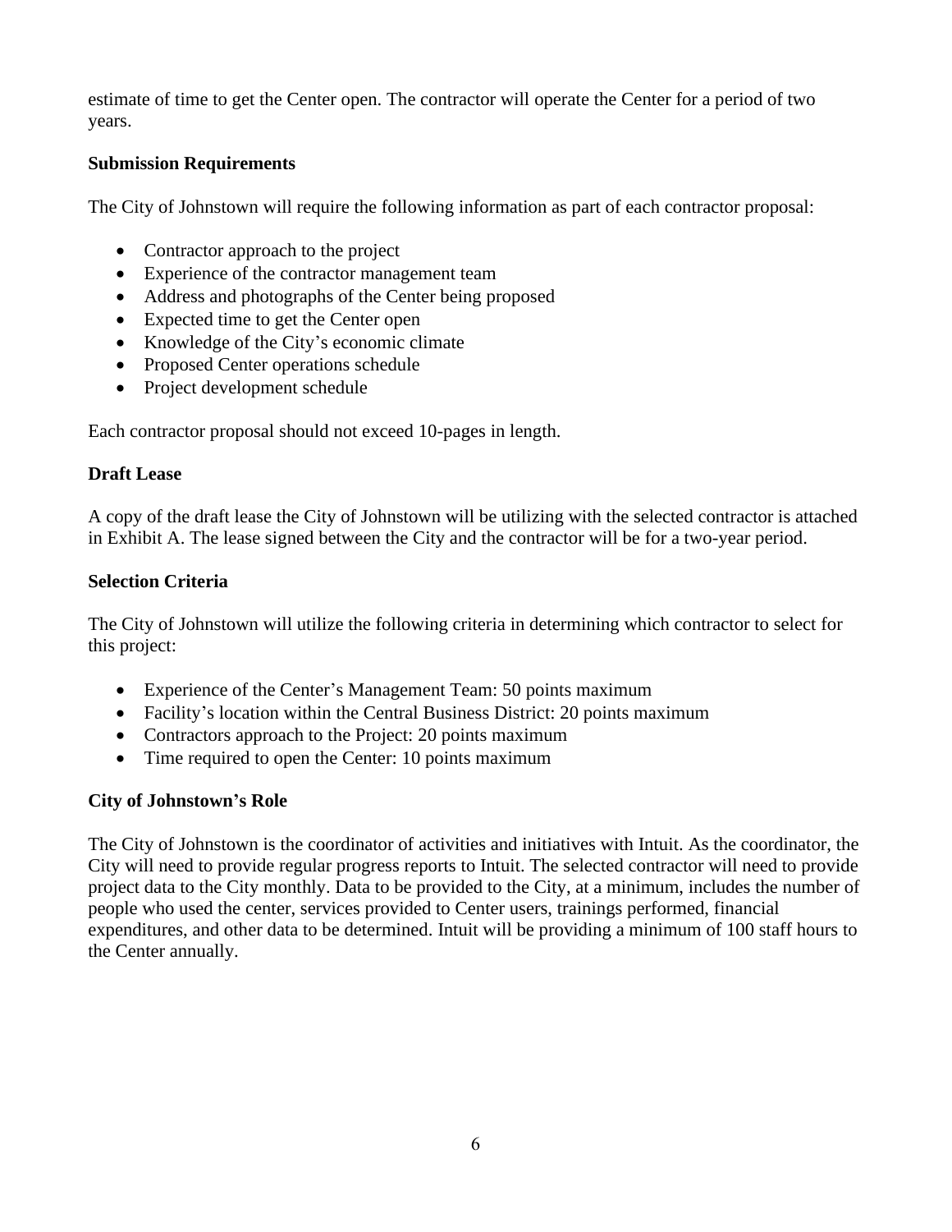estimate of time to get the Center open. The contractor will operate the Center for a period of two years.

**Submission Requirements**

The City of Johnstown will require the following information as part of each contractor proposal:

- Contractor approach to the project
- Experience of the contractor management team
- Address and photographs of the Center being proposed
- Expected time to get the Center open
- Knowledge of the City's economic climate
- Proposed Center operations schedule
- Project development schedule

Each contractor proposal should not exceed 10-pages in length.

**Draft Lease**

A copy of the draft lease the City of Johnstown will be utilizing with the selected contractor is attached in Exhibit A. The lease signed between the City and the contractor will be for a two-year period.

**Selection Criteria**

The City of Johnstown will utilize the following criteria in determining which contractor to select for this project:

- Experience of the Center's Management Team: 50 points maximum
- Facility's location within the Central Business District: 20 points maximum
- Contractors approach to the Project: 20 points maximum
- Time required to open the Center: 10 points maximum

**City of Johnstown's Role**

The City of Johnstown is the coordinator of activities and initiatives with Intuit. As the coordinator, the City will need to provide regular progress reports to Intuit. The selected contractor will need to provide project data to the City monthly. Data to be provided to the City, at a minimum, includes the number of people who used the center, services provided to Center users, trainings performed, financial expenditures, and other data to be determined. Intuit will be providing a minimum of 100 staff hours to the Center annually.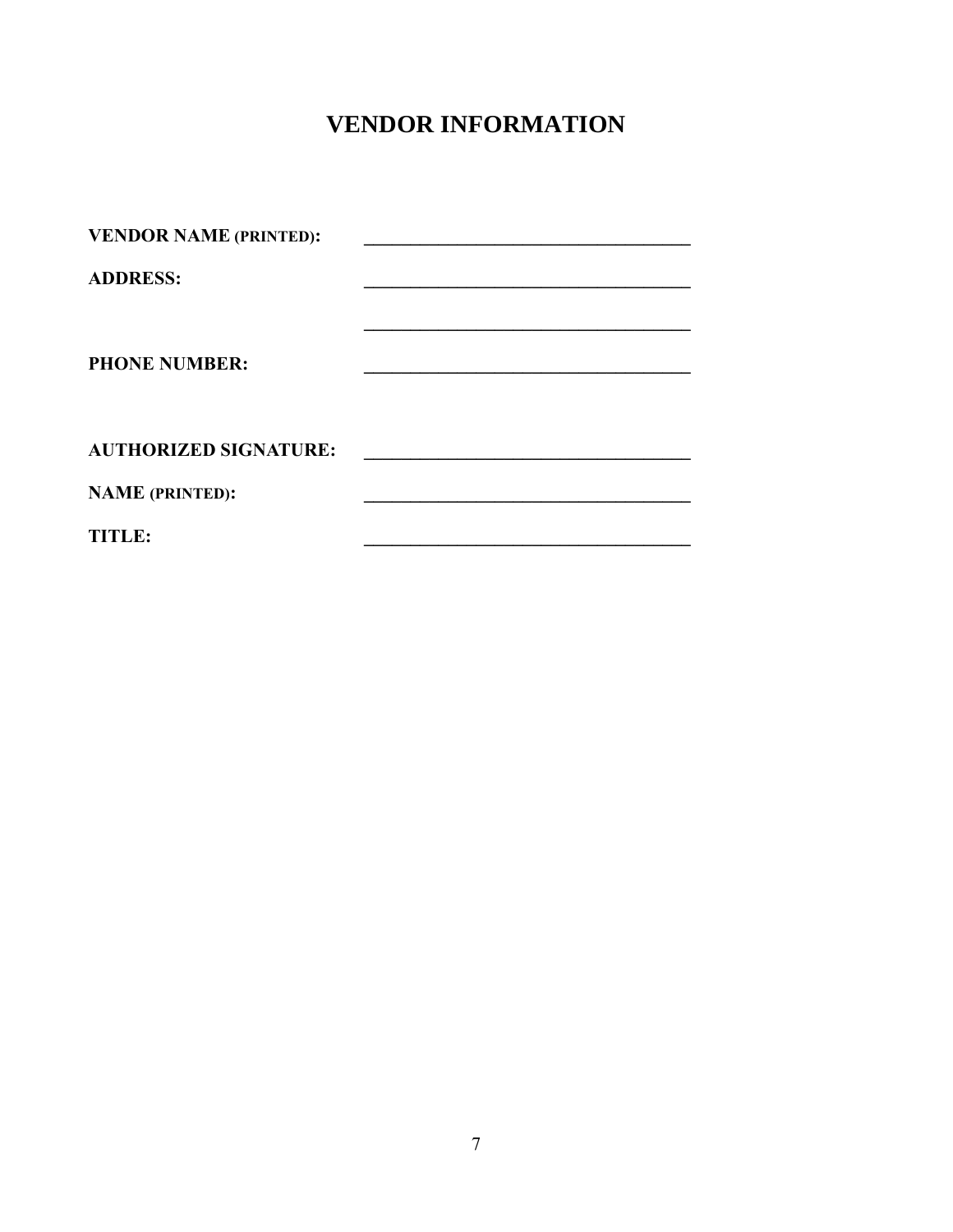# VENDOR INFORMATION

**VENDOR NAME (PRINTED):** ___________________________________

**ADDRESS:** ___________________________________

___________________________________

**PHONE NUMBER:** ___________________________________

**AUTHORIZED SIGNATURE:** ___________________________________

**NAME (PRINTED):** ___________________________________

**TITLE:** ___________________________________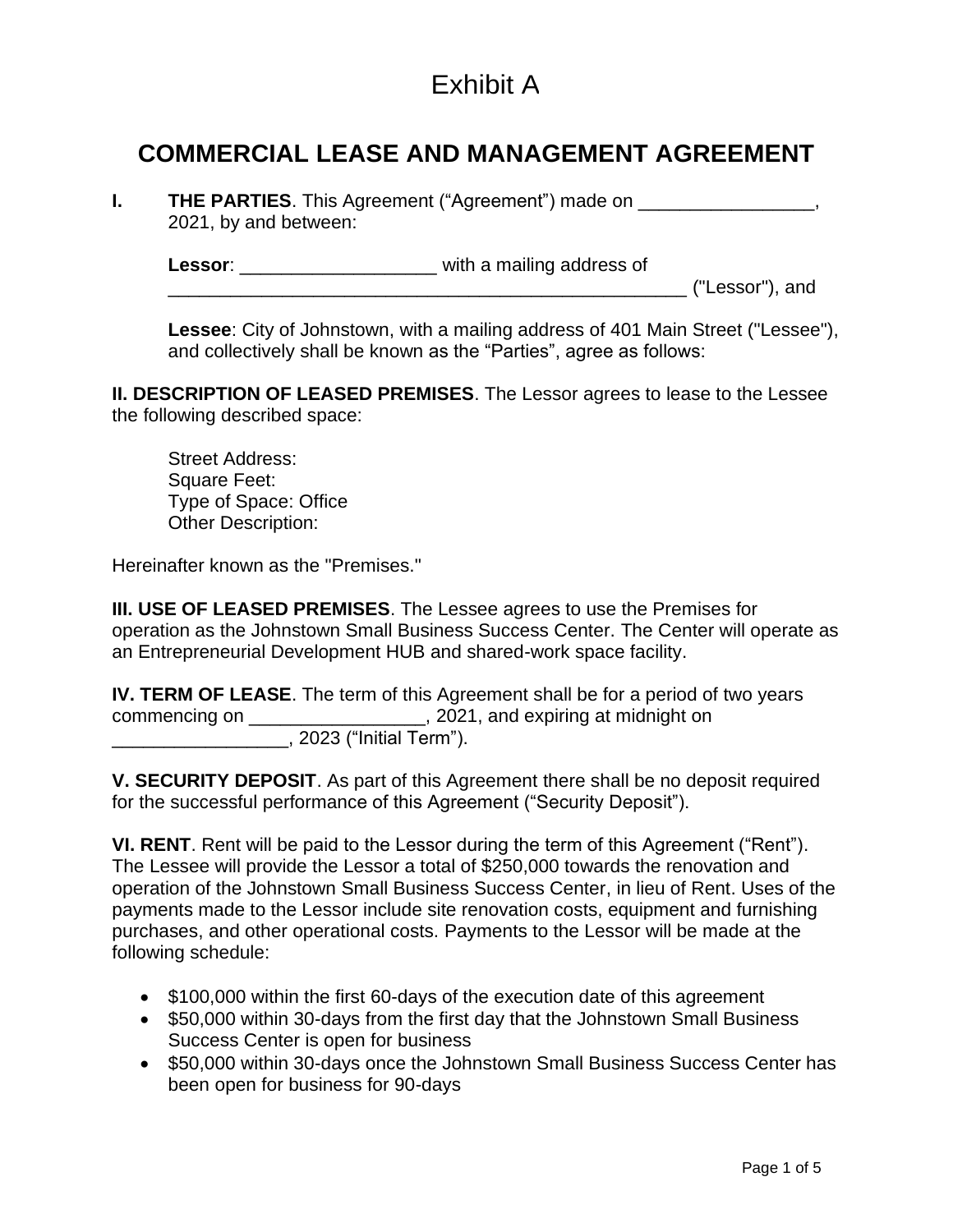# Exhibit A

## COMMERCIAL LEASE AND MANAGEMENT AGREEMENT

**I. THE PARTIES**. This Agreement ("Agreement") made on _________________, 2021, by and between:

**Lessor**: ___________________ with a mailing address of ___________________________________________________ ("Lessor"), and

**Lessee**: City of Johnstown, with a mailing address of 401 Main Street ("Lessee"), and collectively shall be known as the "Parties", agree as follows:

**II. DESCRIPTION OF LEASED PREMISES**. The Lessor agrees to lease to the Lessee the following described space:

Street Address:
Square Feet:
Type of Space: Office
Other Description:

Hereinafter known as the "Premises."

**III. USE OF LEASED PREMISES**. The Lessee agrees to use the Premises for operation as the Johnstown Small Business Success Center. The Center will operate as an Entrepreneurial Development HUB and shared-work space facility.

**IV. TERM OF LEASE**. The term of this Agreement shall be for a period of two years commencing on _________________, 2021, and expiring at midnight on _________________, 2023 ("Initial Term").

**V. SECURITY DEPOSIT**. As part of this Agreement there shall be no deposit required for the successful performance of this Agreement ("Security Deposit").

**VI. RENT**. Rent will be paid to the Lessor during the term of this Agreement ("Rent"). The Lessee will provide the Lessor a total of $250,000 towards the renovation and operation of the Johnstown Small Business Success Center, in lieu of Rent. Uses of the payments made to the Lessor include site renovation costs, equipment and furnishing purchases, and other operational costs. Payments to the Lessor will be made at the following schedule:

- $100,000 within the first 60-days of the execution date of this agreement
- $50,000 within 30-days from the first day that the Johnstown Small Business Success Center is open for business
- $50,000 within 30-days once the Johnstown Small Business Success Center has been open for business for 90-days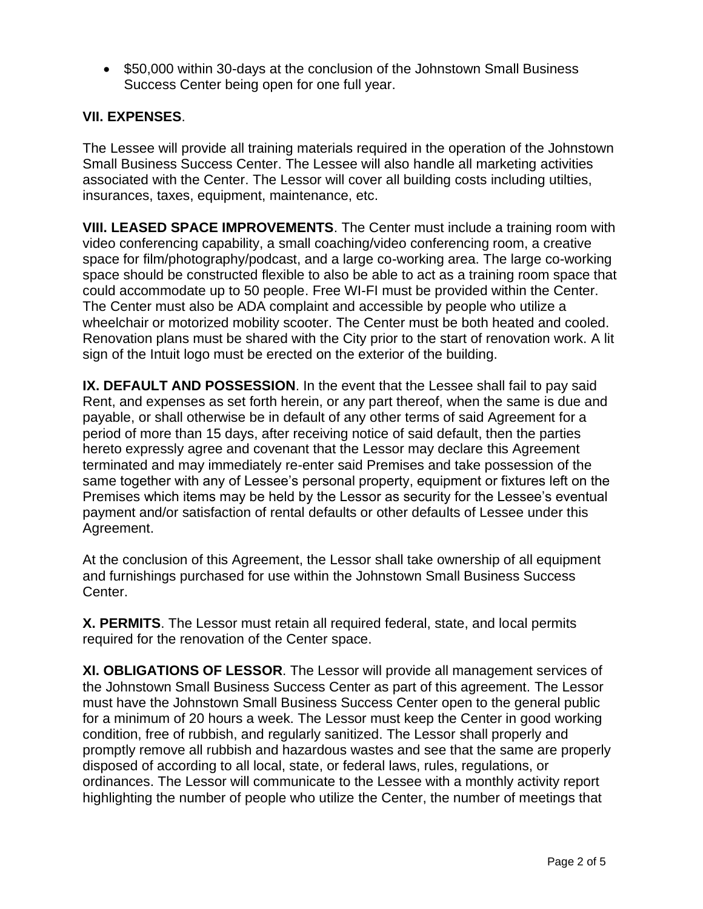- $50,000 within 30-days at the conclusion of the Johnstown Small Business Success Center being open for one full year.

**VII. EXPENSES**.

The Lessee will provide all training materials required in the operation of the Johnstown Small Business Success Center. The Lessee will also handle all marketing activities associated with the Center. The Lessor will cover all building costs including utilties, insurances, taxes, equipment, maintenance, etc.

**VIII. LEASED SPACE IMPROVEMENTS**. The Center must include a training room with video conferencing capability, a small coaching/video conferencing room, a creative space for film/photography/podcast, and a large co-working area. The large co-working space should be constructed flexible to also be able to act as a training room space that could accommodate up to 50 people. Free WI-FI must be provided within the Center. The Center must also be ADA complaint and accessible by people who utilize a wheelchair or motorized mobility scooter. The Center must be both heated and cooled. Renovation plans must be shared with the City prior to the start of renovation work. A lit sign of the Intuit logo must be erected on the exterior of the building.

**IX. DEFAULT AND POSSESSION**. In the event that the Lessee shall fail to pay said Rent, and expenses as set forth herein, or any part thereof, when the same is due and payable, or shall otherwise be in default of any other terms of said Agreement for a period of more than 15 days, after receiving notice of said default, then the parties hereto expressly agree and covenant that the Lessor may declare this Agreement terminated and may immediately re-enter said Premises and take possession of the same together with any of Lessee's personal property, equipment or fixtures left on the Premises which items may be held by the Lessor as security for the Lessee's eventual payment and/or satisfaction of rental defaults or other defaults of Lessee under this Agreement.

At the conclusion of this Agreement, the Lessor shall take ownership of all equipment and furnishings purchased for use within the Johnstown Small Business Success Center.

**X. PERMITS**. The Lessor must retain all required federal, state, and local permits required for the renovation of the Center space.

**XI. OBLIGATIONS OF LESSOR**. The Lessor will provide all management services of the Johnstown Small Business Success Center as part of this agreement. The Lessor must have the Johnstown Small Business Success Center open to the general public for a minimum of 20 hours a week. The Lessor must keep the Center in good working condition, free of rubbish, and regularly sanitized. The Lessor shall properly and promptly remove all rubbish and hazardous wastes and see that the same are properly disposed of according to all local, state, or federal laws, rules, regulations, or ordinances. The Lessor will communicate to the Lessee with a monthly activity report highlighting the number of people who utilize the Center, the number of meetings that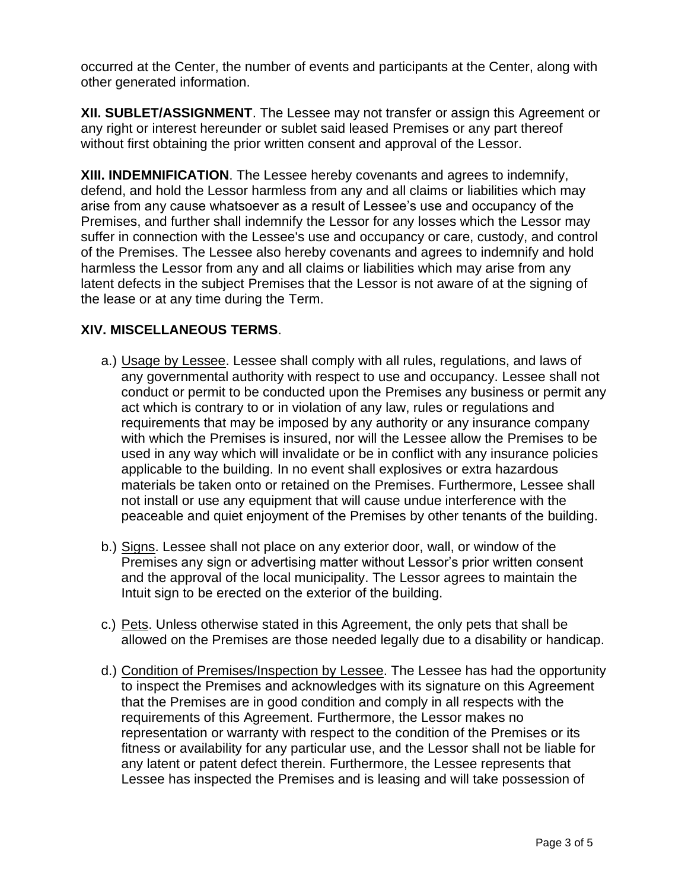occurred at the Center, the number of events and participants at the Center, along with other generated information.

**XII. SUBLET/ASSIGNMENT**. The Lessee may not transfer or assign this Agreement or any right or interest hereunder or sublet said leased Premises or any part thereof without first obtaining the prior written consent and approval of the Lessor.

**XIII. INDEMNIFICATION**. The Lessee hereby covenants and agrees to indemnify, defend, and hold the Lessor harmless from any and all claims or liabilities which may arise from any cause whatsoever as a result of Lessee's use and occupancy of the Premises, and further shall indemnify the Lessor for any losses which the Lessor may suffer in connection with the Lessee's use and occupancy or care, custody, and control of the Premises. The Lessee also hereby covenants and agrees to indemnify and hold harmless the Lessor from any and all claims or liabilities which may arise from any latent defects in the subject Premises that the Lessor is not aware of at the signing of the lease or at any time during the Term.

**XIV. MISCELLANEOUS TERMS**.

a.) Usage by Lessee. Lessee shall comply with all rules, regulations, and laws of any governmental authority with respect to use and occupancy. Lessee shall not conduct or permit to be conducted upon the Premises any business or permit any act which is contrary to or in violation of any law, rules or regulations and requirements that may be imposed by any authority or any insurance company with which the Premises is insured, nor will the Lessee allow the Premises to be used in any way which will invalidate or be in conflict with any insurance policies applicable to the building. In no event shall explosives or extra hazardous materials be taken onto or retained on the Premises. Furthermore, Lessee shall not install or use any equipment that will cause undue interference with the peaceable and quiet enjoyment of the Premises by other tenants of the building.

b.) Signs. Lessee shall not place on any exterior door, wall, or window of the Premises any sign or advertising matter without Lessor's prior written consent and the approval of the local municipality. The Lessor agrees to maintain the Intuit sign to be erected on the exterior of the building.

c.) Pets. Unless otherwise stated in this Agreement, the only pets that shall be allowed on the Premises are those needed legally due to a disability or handicap.

d.) Condition of Premises/Inspection by Lessee. The Lessee has had the opportunity to inspect the Premises and acknowledges with its signature on this Agreement that the Premises are in good condition and comply in all respects with the requirements of this Agreement. Furthermore, the Lessor makes no representation or warranty with respect to the condition of the Premises or its fitness or availability for any particular use, and the Lessor shall not be liable for any latent or patent defect therein. Furthermore, the Lessee represents that Lessee has inspected the Premises and is leasing and will take possession of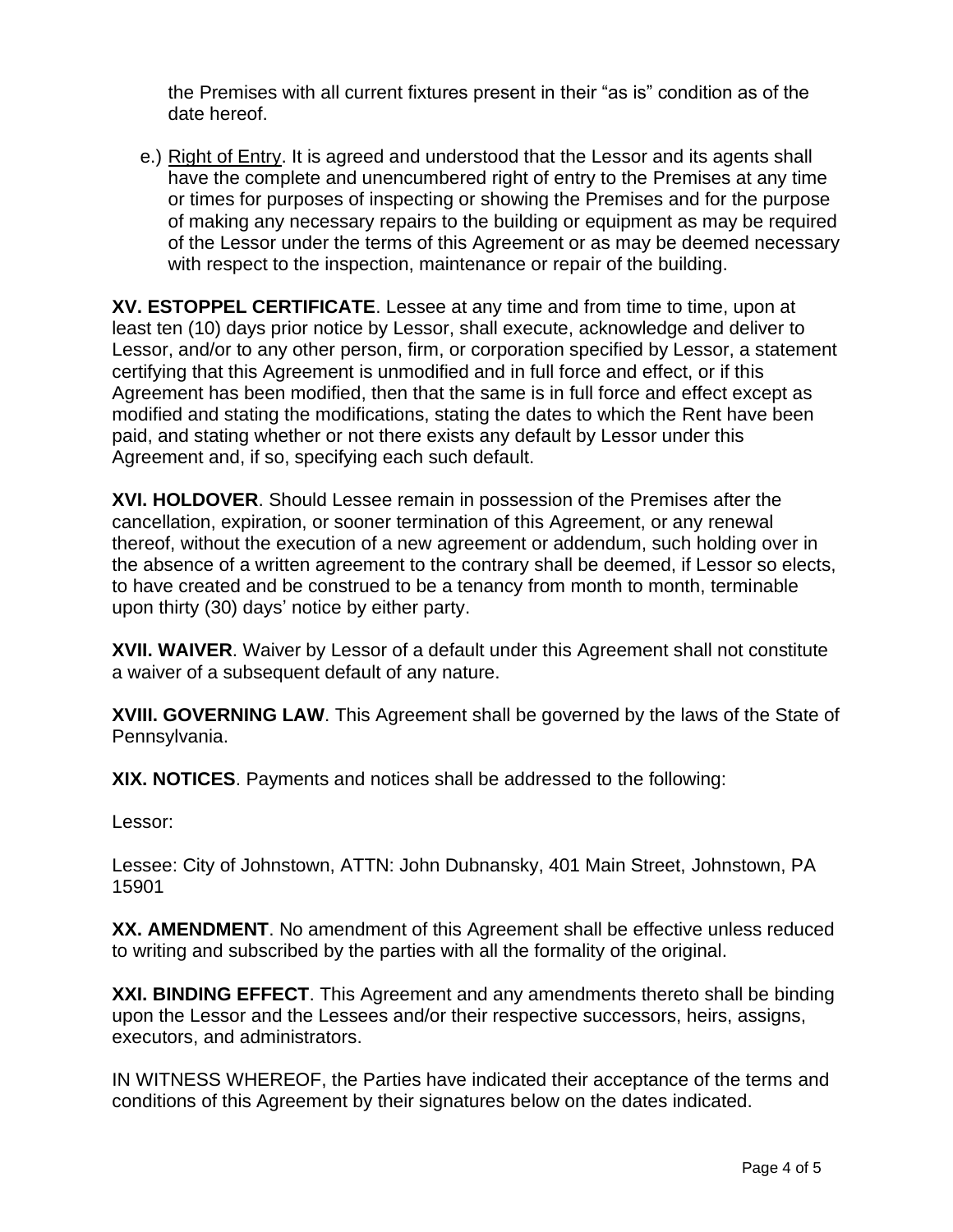the Premises with all current fixtures present in their "as is" condition as of the date hereof.

e.) Right of Entry. It is agreed and understood that the Lessor and its agents shall have the complete and unencumbered right of entry to the Premises at any time or times for purposes of inspecting or showing the Premises and for the purpose of making any necessary repairs to the building or equipment as may be required of the Lessor under the terms of this Agreement or as may be deemed necessary with respect to the inspection, maintenance or repair of the building.

**XV. ESTOPPEL CERTIFICATE**. Lessee at any time and from time to time, upon at least ten (10) days prior notice by Lessor, shall execute, acknowledge and deliver to Lessor, and/or to any other person, firm, or corporation specified by Lessor, a statement certifying that this Agreement is unmodified and in full force and effect, or if this Agreement has been modified, then that the same is in full force and effect except as modified and stating the modifications, stating the dates to which the Rent have been paid, and stating whether or not there exists any default by Lessor under this Agreement and, if so, specifying each such default.

**XVI. HOLDOVER**. Should Lessee remain in possession of the Premises after the cancellation, expiration, or sooner termination of this Agreement, or any renewal thereof, without the execution of a new agreement or addendum, such holding over in the absence of a written agreement to the contrary shall be deemed, if Lessor so elects, to have created and be construed to be a tenancy from month to month, terminable upon thirty (30) days' notice by either party.

**XVII. WAIVER**. Waiver by Lessor of a default under this Agreement shall not constitute a waiver of a subsequent default of any nature.

**XVIII. GOVERNING LAW**. This Agreement shall be governed by the laws of the State of Pennsylvania.

**XIX. NOTICES**. Payments and notices shall be addressed to the following:

Lessor:

Lessee: City of Johnstown, ATTN: John Dubnansky, 401 Main Street, Johnstown, PA 15901

**XX. AMENDMENT**. No amendment of this Agreement shall be effective unless reduced to writing and subscribed by the parties with all the formality of the original.

**XXI. BINDING EFFECT**. This Agreement and any amendments thereto shall be binding upon the Lessor and the Lessees and/or their respective successors, heirs, assigns, executors, and administrators.

IN WITNESS WHEREOF, the Parties have indicated their acceptance of the terms and conditions of this Agreement by their signatures below on the dates indicated.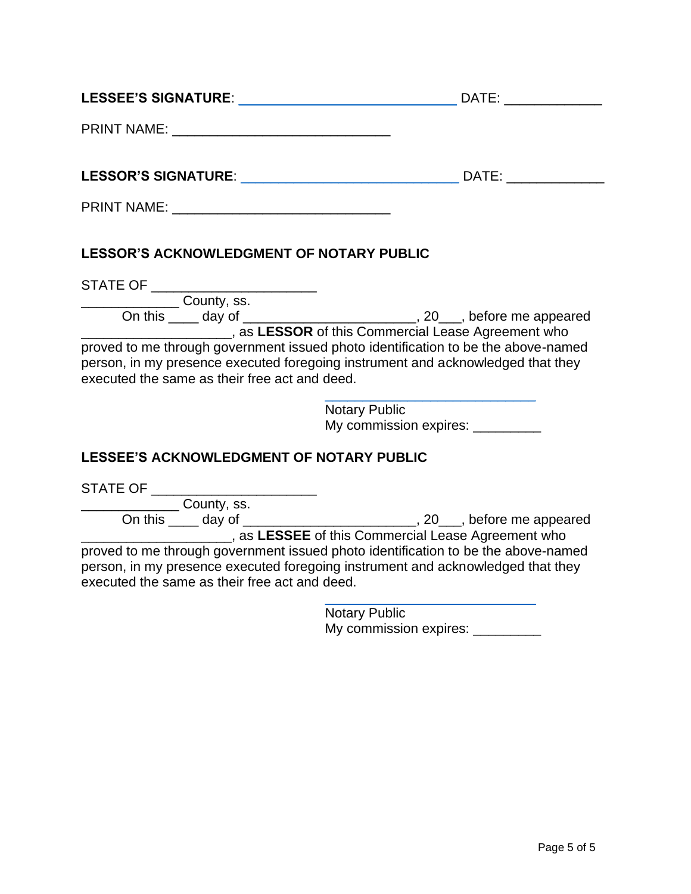**LESSEE'S SIGNATURE**: ____________________________ DATE: ____________

PRINT NAME: ____________________________

**LESSOR'S SIGNATURE**: ____________________________ DATE: ____________

PRINT NAME: ____________________________

### LESSOR'S ACKNOWLEDGMENT OF NOTARY PUBLIC

STATE OF _____________________
____________ County, ss.

On this ____ day of ______________________, 20___, before me appeared ___________________, as **LESSOR** of this Commercial Lease Agreement who proved to me through government issued photo identification to be the above-named person, in my presence executed foregoing instrument and acknowledged that they executed the same as their free act and deed.

____________________________
Notary Public
My commission expires: _________

### LESSEE'S ACKNOWLEDGMENT OF NOTARY PUBLIC

STATE OF _____________________
____________ County, ss.

On this ____ day of ______________________, 20___, before me appeared ___________________, as **LESSEE** of this Commercial Lease Agreement who proved to me through government issued photo identification to be the above-named person, in my presence executed foregoing instrument and acknowledged that they executed the same as their free act and deed.

____________________________
Notary Public
My commission expires: _________